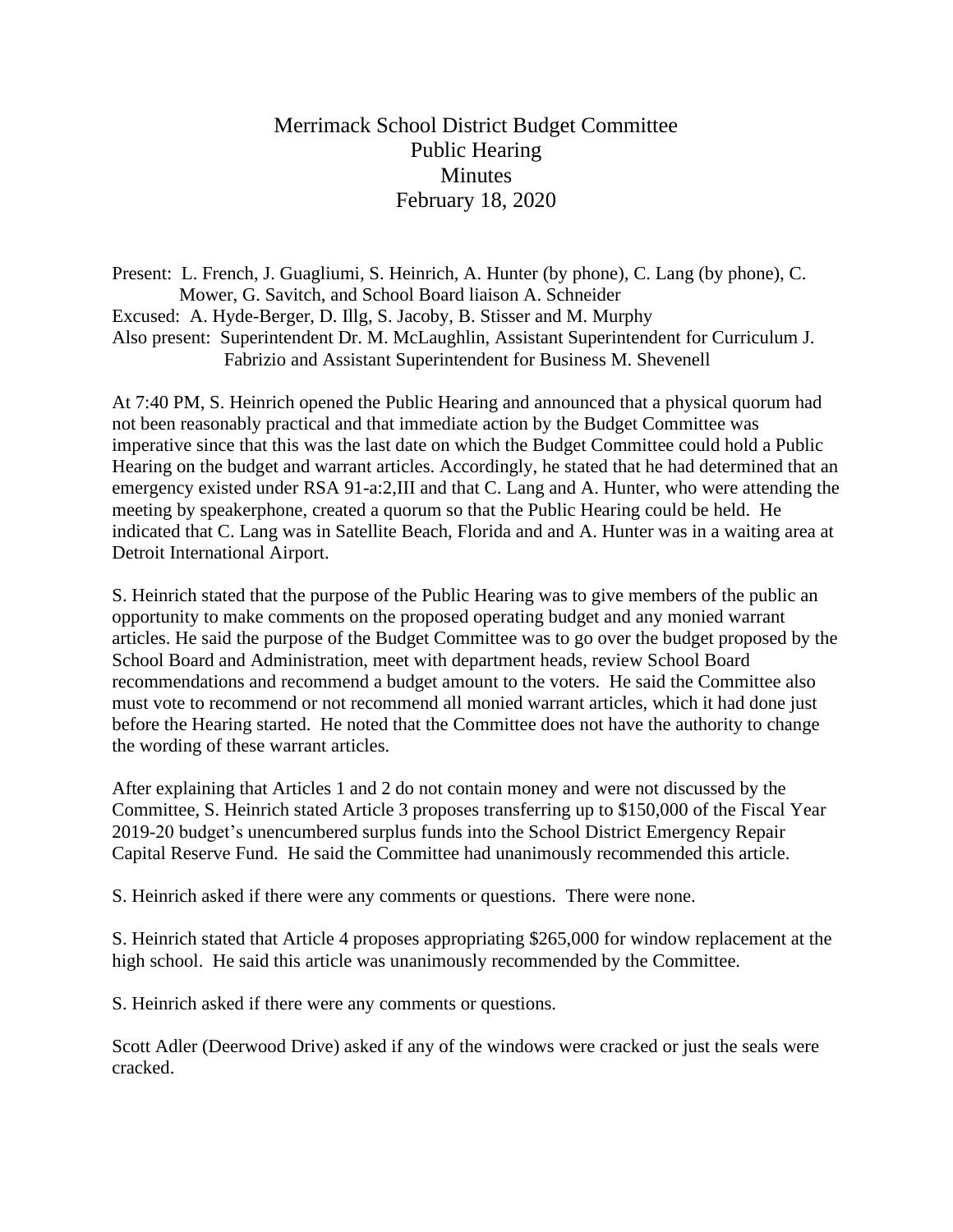# Merrimack School District Budget Committee
## Public Hearing
## Minutes
## February 18, 2020

Present: L. French, J. Guagliumi, S. Heinrich, A. Hunter (by phone), C. Lang (by phone), C. Mowser, G. Savitch, and School Board liaison A. Schneider
Excused: A. Hyde-Berger, D. Illg, S. Jacoby, B. Stisser and M. Murphy
Also present: Superintendent Dr. M. McLaughlin, Assistant Superintendent for Curriculum J. Fabrizio and Assistant Superintendent for Business M. Shevenell

At 7:40 PM, S. Heinrich opened the Public Hearing and announced that a physical quorum had not been reasonably practical and that immediate action by the Budget Committee was imperative since that this was the last date on which the Budget Committee could hold a Public Hearing on the budget and warrant articles. Accordingly, he stated that he had determined that an emergency existed under RSA 91-a:2,III and that C. Lang and A. Hunter, who were attending the meeting by speakerphone, created a quorum so that the Public Hearing could be held. He indicated that C. Lang was in Satellite Beach, Florida and and A. Hunter was in a waiting area at Detroit International Airport.

S. Heinrich stated that the purpose of the Public Hearing was to give members of the public an opportunity to make comments on the proposed operating budget and any monied warrant articles. He said the purpose of the Budget Committee was to go over the budget proposed by the School Board and Administration, meet with department heads, review School Board recommendations and recommend a budget amount to the voters. He said the Committee also must vote to recommend or not recommend all monied warrant articles, which it had done just before the Hearing started. He noted that the Committee does not have the authority to change the wording of these warrant articles.

After explaining that Articles 1 and 2 do not contain money and were not discussed by the Committee, S. Heinrich stated Article 3 proposes transferring up to $150,000 of the Fiscal Year 2019-20 budget's unencumbered surplus funds into the School District Emergency Repair Capital Reserve Fund. He said the Committee had unanimously recommended this article.

S. Heinrich asked if there were any comments or questions. There were none.

S. Heinrich stated that Article 4 proposes appropriating $265,000 for window replacement at the high school. He said this article was unanimously recommended by the Committee.

S. Heinrich asked if there were any comments or questions.

Scott Adler (Deerwood Drive) asked if any of the windows were cracked or just the seals were cracked.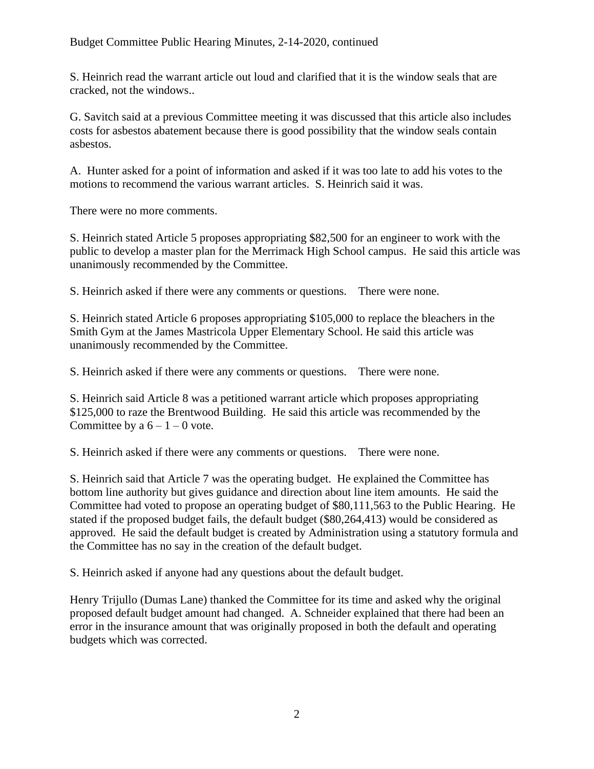S. Heinrich read the warrant article out loud and clarified that it is the window seals that are cracked, not the windows..

G. Savitch said at a previous Committee meeting it was discussed that this article also includes costs for asbestos abatement because there is good possibility that the window seals contain asbestos.

A. Hunter asked for a point of information and asked if it was too late to add his votes to the motions to recommend the various warrant articles. S. Heinrich said it was.

There were no more comments.

S. Heinrich stated Article 5 proposes appropriating $82,500 for an engineer to work with the public to develop a master plan for the Merrimack High School campus. He said this article was unanimously recommended by the Committee.

S. Heinrich asked if there were any comments or questions. There were none.

S. Heinrich stated Article 6 proposes appropriating $105,000 to replace the bleachers in the Smith Gym at the James Mastricola Upper Elementary School. He said this article was unanimously recommended by the Committee.

S. Heinrich asked if there were any comments or questions. There were none.

S. Heinrich said Article 8 was a petitioned warrant article which proposes appropriating $125,000 to raze the Brentwood Building. He said this article was recommended by the Committee by a 6 – 1 – 0 vote.

S. Heinrich asked if there were any comments or questions. There were none.

S. Heinrich said that Article 7 was the operating budget. He explained the Committee has bottom line authority but gives guidance and direction about line item amounts. He said the Committee had voted to propose an operating budget of $80,111,563 to the Public Hearing. He stated if the proposed budget fails, the default budget ($80,264,413) would be considered as approved. He said the default budget is created by Administration using a statutory formula and the Committee has no say in the creation of the default budget.

S. Heinrich asked if anyone had any questions about the default budget.

Henry Trijullo (Dumas Lane) thanked the Committee for its time and asked why the original proposed default budget amount had changed. A. Schneider explained that there had been an error in the insurance amount that was originally proposed in both the default and operating budgets which was corrected.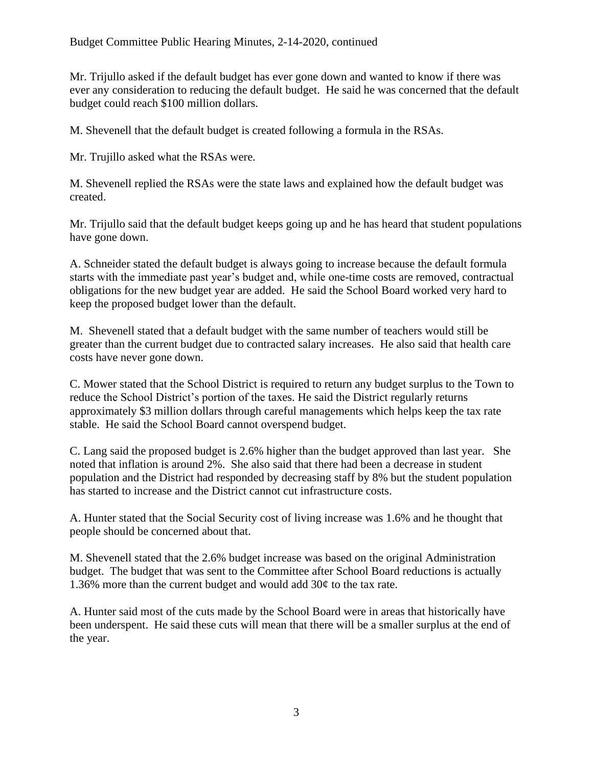Mr. Trijullo asked if the default budget has ever gone down and wanted to know if there was ever any consideration to reducing the default budget. He said he was concerned that the default budget could reach $100 million dollars.

M. Shevenell that the default budget is created following a formula in the RSAs.

Mr. Trujillo asked what the RSAs were.

M. Shevenell replied the RSAs were the state laws and explained how the default budget was created.

Mr. Trijullo said that the default budget keeps going up and he has heard that student populations have gone down.

A. Schneider stated the default budget is always going to increase because the default formula starts with the immediate past year's budget and, while one-time costs are removed, contractual obligations for the new budget year are added. He said the School Board worked very hard to keep the proposed budget lower than the default.

M. Shevenell stated that a default budget with the same number of teachers would still be greater than the current budget due to contracted salary increases. He also said that health care costs have never gone down.

C. Mower stated that the School District is required to return any budget surplus to the Town to reduce the School District's portion of the taxes. He said the District regularly returns approximately $3 million dollars through careful managements which helps keep the tax rate stable. He said the School Board cannot overspend budget.

C. Lang said the proposed budget is 2.6% higher than the budget approved than last year. She noted that inflation is around 2%. She also said that there had been a decrease in student population and the District had responded by decreasing staff by 8% but the student population has started to increase and the District cannot cut infrastructure costs.

A. Hunter stated that the Social Security cost of living increase was 1.6% and he thought that people should be concerned about that.

M. Shevenell stated that the 2.6% budget increase was based on the original Administration budget. The budget that was sent to the Committee after School Board reductions is actually 1.36% more than the current budget and would add 30¢ to the tax rate.

A. Hunter said most of the cuts made by the School Board were in areas that historically have been underspent. He said these cuts will mean that there will be a smaller surplus at the end of the year.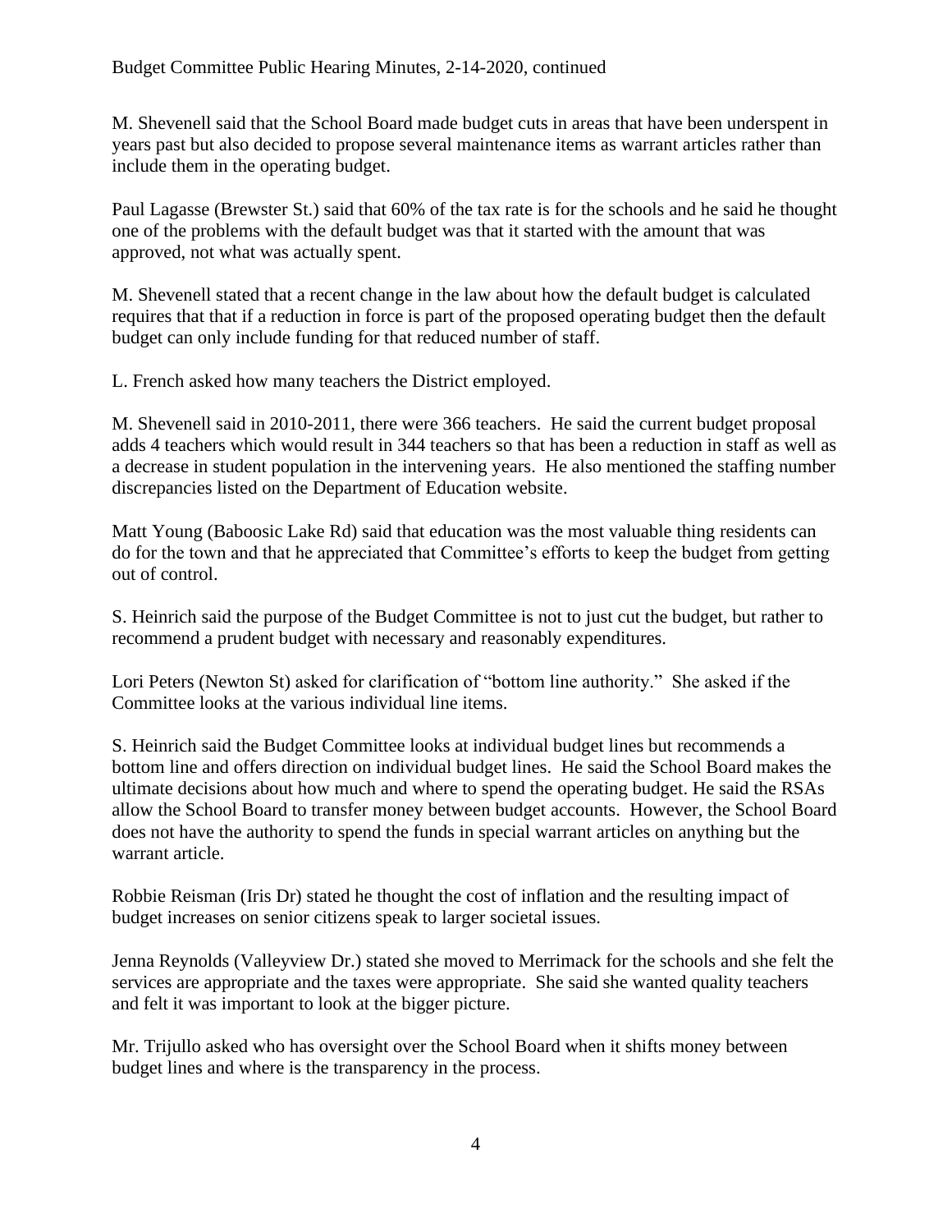M. Shevenell said that the School Board made budget cuts in areas that have been underspent in years past but also decided to propose several maintenance items as warrant articles rather than include them in the operating budget.

Paul Lagasse (Brewster St.) said that 60% of the tax rate is for the schools and he said he thought one of the problems with the default budget was that it started with the amount that was approved, not what was actually spent.

M. Shevenell stated that a recent change in the law about how the default budget is calculated requires that that if a reduction in force is part of the proposed operating budget then the default budget can only include funding for that reduced number of staff.

L. French asked how many teachers the District employed.

M. Shevenell said in 2010-2011, there were 366 teachers. He said the current budget proposal adds 4 teachers which would result in 344 teachers so that has been a reduction in staff as well as a decrease in student population in the intervening years. He also mentioned the staffing number discrepancies listed on the Department of Education website.

Matt Young (Baboosic Lake Rd) said that education was the most valuable thing residents can do for the town and that he appreciated that Committee's efforts to keep the budget from getting out of control.

S. Heinrich said the purpose of the Budget Committee is not to just cut the budget, but rather to recommend a prudent budget with necessary and reasonably expenditures.

Lori Peters (Newton St) asked for clarification of "bottom line authority." She asked if the Committee looks at the various individual line items.

S. Heinrich said the Budget Committee looks at individual budget lines but recommends a bottom line and offers direction on individual budget lines. He said the School Board makes the ultimate decisions about how much and where to spend the operating budget. He said the RSAs allow the School Board to transfer money between budget accounts. However, the School Board does not have the authority to spend the funds in special warrant articles on anything but the warrant article.

Robbie Reisman (Iris Dr) stated he thought the cost of inflation and the resulting impact of budget increases on senior citizens speak to larger societal issues.

Jenna Reynolds (Valleyview Dr.) stated she moved to Merrimack for the schools and she felt the services are appropriate and the taxes were appropriate. She said she wanted quality teachers and felt it was important to look at the bigger picture.

Mr. Trijullo asked who has oversight over the School Board when it shifts money between budget lines and where is the transparency in the process.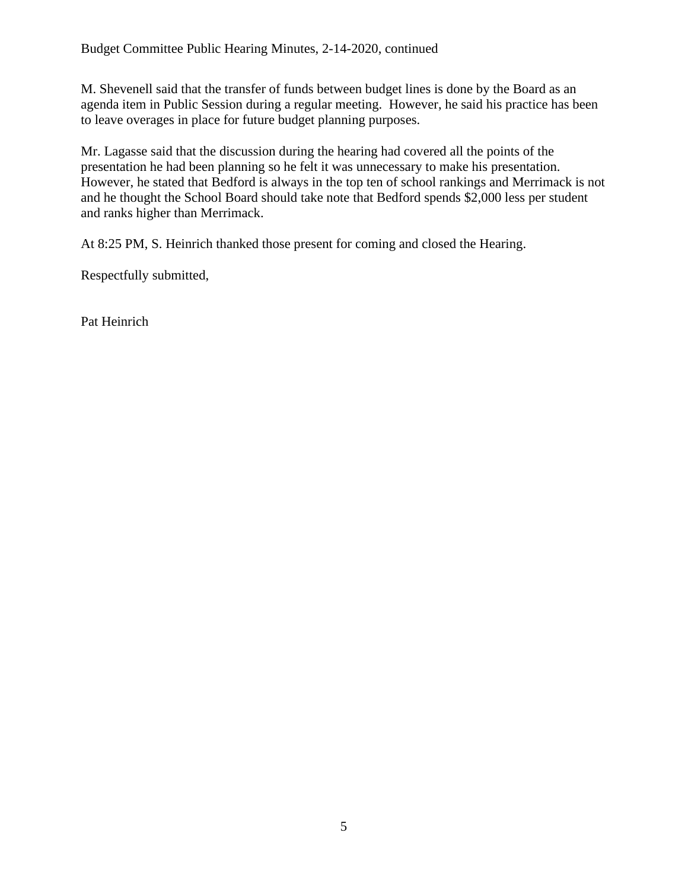M. Shevenell said that the transfer of funds between budget lines is done by the Board as an agenda item in Public Session during a regular meeting. However, he said his practice has been to leave overages in place for future budget planning purposes.

Mr. Lagasse said that the discussion during the hearing had covered all the points of the presentation he had been planning so he felt it was unnecessary to make his presentation. However, he stated that Bedford is always in the top ten of school rankings and Merrimack is not and he thought the School Board should take note that Bedford spends $2,000 less per student and ranks higher than Merrimack.

At 8:25 PM, S. Heinrich thanked those present for coming and closed the Hearing.

Respectfully submitted,

Pat Heinrich